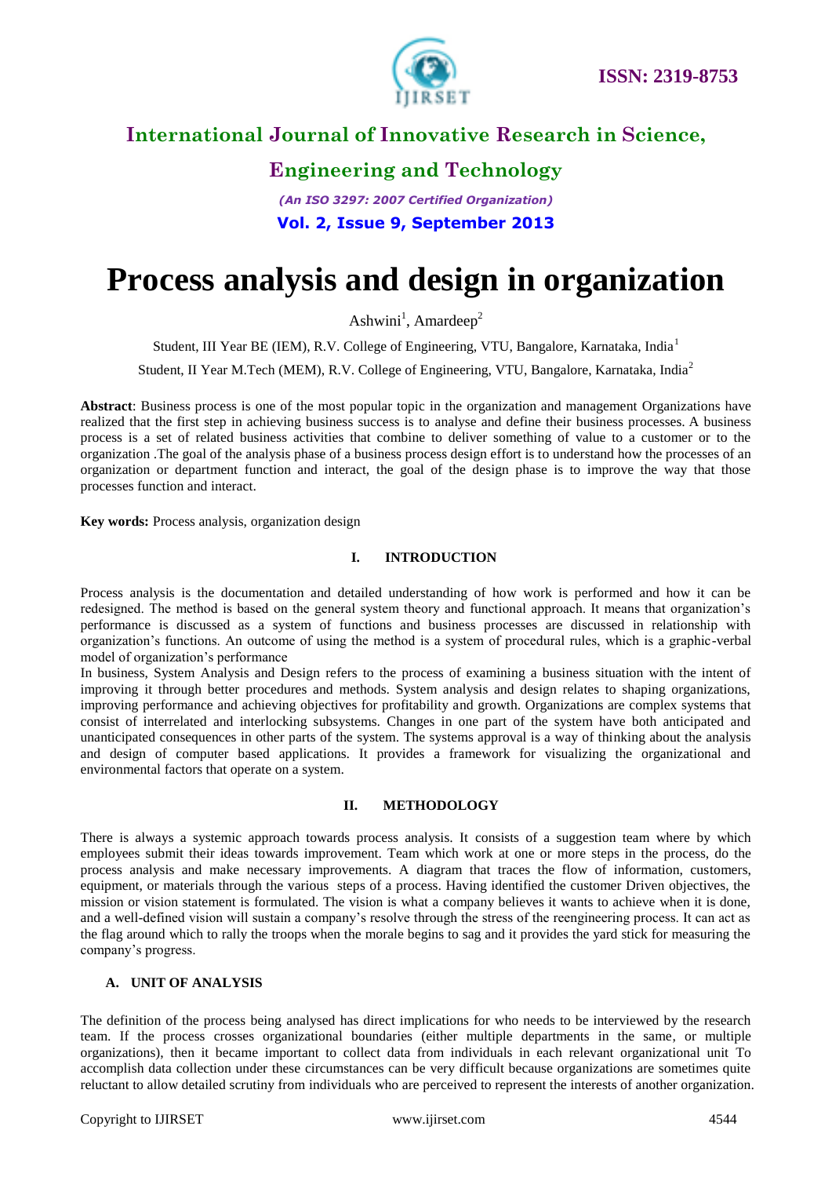# Process analysis and design in organization

Ashwini[1], Amardeep[2]

Student, III Year BE (IEM), R.V. College of Engineering, VTU, Bangalore, Karnataka, India[1]

Student, II Year M.Tech (MEM), R.V. College of Engineering, VTU, Bangalore, Karnataka, India[2]

**Abstract**: Business process is one of the most popular topic in the organization and management Organizations have realized that the first step in achieving business success is to analyse and define their business processes. A business process is a set of related business activities that combine to deliver something of value to a customer or to the organization .The goal of the analysis phase of a business process design effort is to understand how the processes of an organization or department function and interact, the goal of the design phase is to improve the way that those processes function and interact.

**Key words:** Process analysis, organization design

## I. INTRODUCTION

Process analysis is the documentation and detailed understanding of how work is performed and how it can be redesigned. The method is based on the general system theory and functional approach. It means that organization's performance is discussed as a system of functions and business processes are discussed in relationship with organization's functions. An outcome of using the method is a system of procedural rules, which is a graphic-verbal model of organization's performance

In business, System Analysis and Design refers to the process of examining a business situation with the intent of improving it through better procedures and methods. System analysis and design relates to shaping organizations, improving performance and achieving objectives for profitability and growth. Organizations are complex systems that consist of interrelated and interlocking subsystems. Changes in one part of the system have both anticipated and unanticipated consequences in other parts of the system. The systems approval is a way of thinking about the analysis and design of computer based applications. It provides a framework for visualizing the organizational and environmental factors that operate on a system.

## II. METHODOLOGY

There is always a systemic approach towards process analysis. It consists of a suggestion team where by which employees submit their ideas towards improvement. Team which work at one or more steps in the process, do the process analysis and make necessary improvements. A diagram that traces the flow of information, customers, equipment, or materials through the various steps of a process. Having identified the customer Driven objectives, the mission or vision statement is formulated. The vision is what a company believes it wants to achieve when it is done, and a well-defined vision will sustain a company's resolve through the stress of the reengineering process. It can act as the flag around which to rally the troops when the morale begins to sag and it provides the yard stick for measuring the company's progress.

### A. UNIT OF ANALYSIS

The definition of the process being analysed has direct implications for who needs to be interviewed by the research team. If the process crosses organizational boundaries (either multiple departments in the same, or multiple organizations), then it became important to collect data from individuals in each relevant organizational unit To accomplish data collection under these circumstances can be very difficult because organizations are sometimes quite reluctant to allow detailed scrutiny from individuals who are perceived to represent the interests of another organization.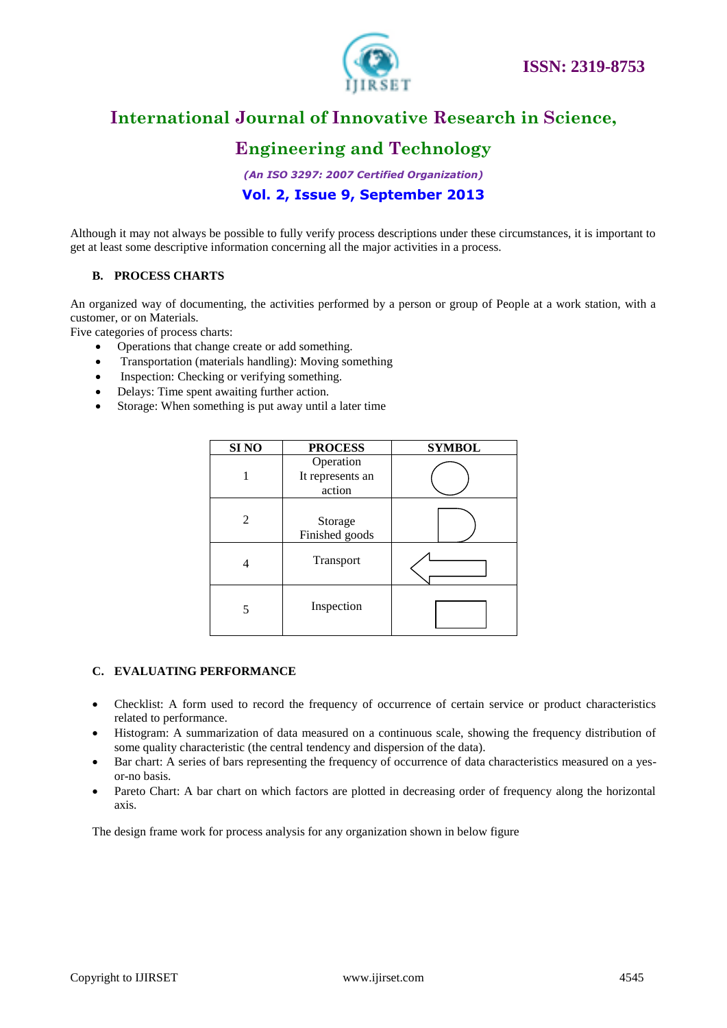Although it may not always be possible to fully verify process descriptions under these circumstances, it is important to get at least some descriptive information concerning all the major activities in a process.

### B. PROCESS CHARTS

An organized way of documenting, the activities performed by a person or group of People at a work station, with a customer, or on Materials.

Five categories of process charts:

- Operations that change create or add something.
- Transportation (materials handling): Moving something
- Inspection: Checking or verifying something.
- Delays: Time spent awaiting further action.
- Storage: When something is put away until a later time

| SI NO | PROCESS | SYMBOL |
|---|---|---|
| 1 | Operation It represents an action | ◯ |
| 2 | Storage Finished goods | D-shape |
| 4 | Transport | ⇦ |
| 5 | Inspection | ▭ |

### C. EVALUATING PERFORMANCE

- Checklist: A form used to record the frequency of occurrence of certain service or product characteristics related to performance.
- Histogram: A summarization of data measured on a continuous scale, showing the frequency distribution of some quality characteristic (the central tendency and dispersion of the data).
- Bar chart: A series of bars representing the frequency of occurrence of data characteristics measured on a yes-or-no basis.
- Pareto Chart: A bar chart on which factors are plotted in decreasing order of frequency along the horizontal axis.

The design frame work for process analysis for any organization shown in below figure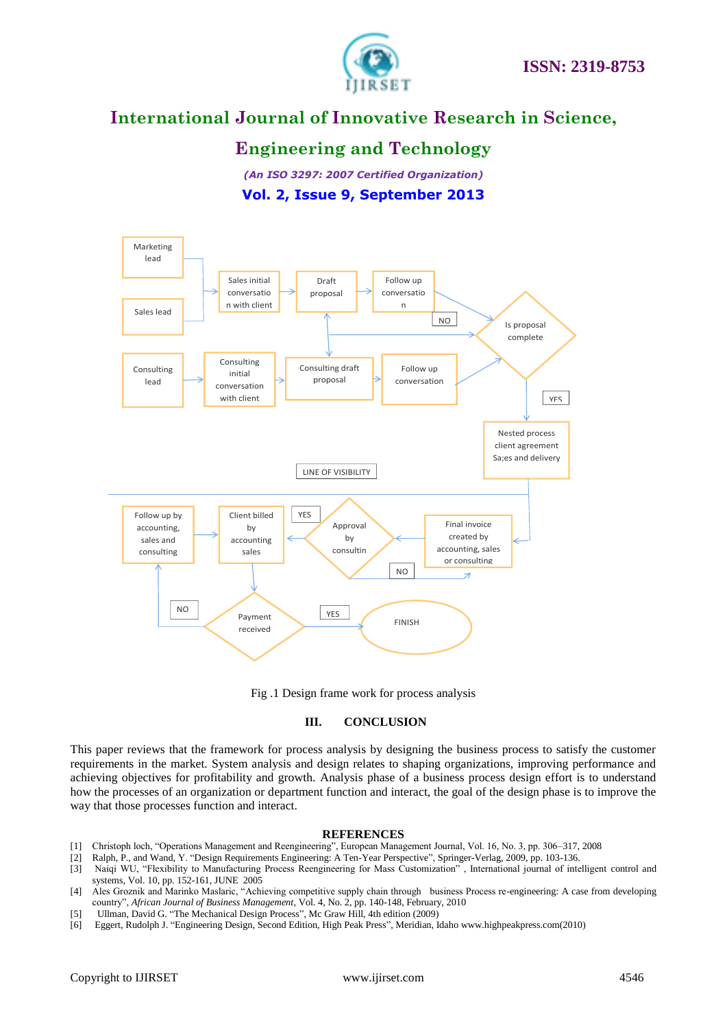Marketing lead

Sales lead

Consulting lead

Sales initial conversation with client

Draft proposal

Follow up conversation

NO

Is proposal complete

Consulting initial conversation with client

Consulting draft proposal

Follow up conversation

YES

Nested process client agreement Sa;es and delivery

LINE OF VISIBILITY

Follow up by accounting, sales and consulting

Client billed by accounting sales

YES

Approval by consultin

Final invoice created by accounting, sales or consulting

NO

NO

Payment received

YES

FINISH

Fig .1 Design frame work for process analysis

## III. CONCLUSION

This paper reviews that the framework for process analysis by designing the business process to satisfy the customer requirements in the market. System analysis and design relates to shaping organizations, improving performance and achieving objectives for profitability and growth. Analysis phase of a business process design effort is to understand how the processes of an organization or department function and interact, the goal of the design phase is to improve the way that those processes function and interact.

## REFERENCES

[1] Christoph loch, "Operations Management and Reengineering", European Management Journal, Vol. 16, No. 3, pp. 306–317, 2008

[2] Ralph, P., and Wand, Y. "Design Requirements Engineering: A Ten-Year Perspective", Springer-Verlag, 2009, pp. 103-136.

[3] Naiqi WU, "Flexibility to Manufacturing Process Reengineering for Mass Customization" , International journal of intelligent control and systems, Vol. 10, pp. 152-161, JUNE 2005

[4] Ales Groznik and Marinko Maslaric, "Achieving competitive supply chain through business Process re-engineering: A case from developing country", *African Journal of Business Management*, Vol. 4, No. 2, pp. 140-148, February, 2010

[5] Ullman, David G. "The Mechanical Design Process", Mc Graw Hill, 4th edition (2009)

[6] Eggert, Rudolph J. "Engineering Design, Second Edition, High Peak Press", Meridian, Idaho www.highpeakpress.com(2010)